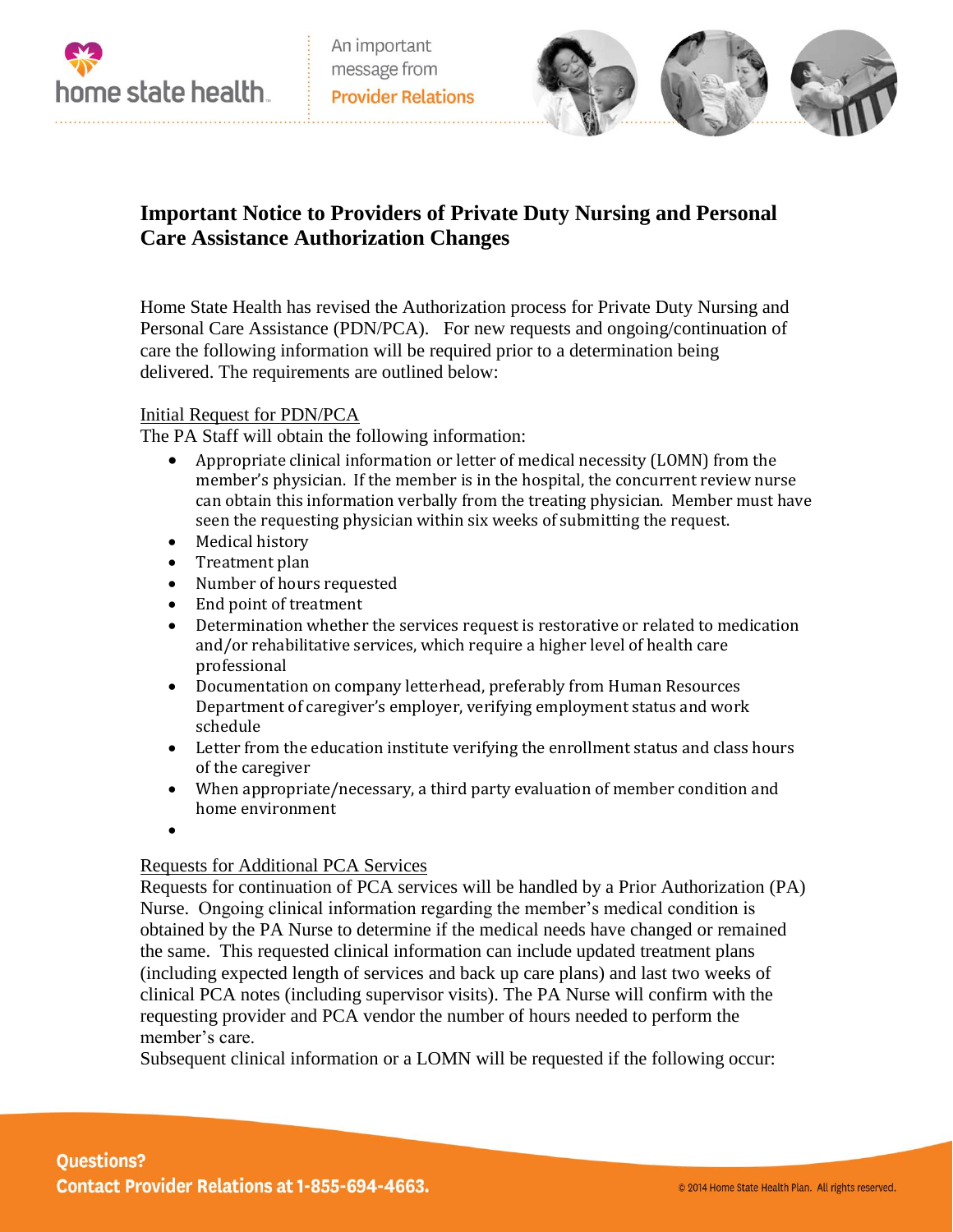# Important Notice to Providers of Private Duty Nursing and Personal Care Assistance Authorization Changes

Home State Health has revised the Authorization process for Private Duty Nursing and Personal Care Assistance (PDN/PCA). For new requests and ongoing/continuation of care the following information will be required prior to a determination being delivered. The requirements are outlined below:

Initial Request for PDN/PCA

The PA Staff will obtain the following information:

- Appropriate clinical information or letter of medical necessity (LOMN) from the member's physician. If the member is in the hospital, the concurrent review nurse can obtain this information verbally from the treating physician. Member must have seen the requesting physician within six weeks of submitting the request.
- Medical history
- Treatment plan
- Number of hours requested
- End point of treatment
- Determination whether the services request is restorative or related to medication and/or rehabilitative services, which require a higher level of health care professional
- Documentation on company letterhead, preferably from Human Resources Department of caregiver's employer, verifying employment status and work schedule
- Letter from the education institute verifying the enrollment status and class hours of the caregiver
- When appropriate/necessary, a third party evaluation of member condition and home environment

Requests for Additional PCA Services

Requests for continuation of PCA services will be handled by a Prior Authorization (PA) Nurse. Ongoing clinical information regarding the member's medical condition is obtained by the PA Nurse to determine if the medical needs have changed or remained the same. This requested clinical information can include updated treatment plans (including expected length of services and back up care plans) and last two weeks of clinical PCA notes (including supervisor visits). The PA Nurse will confirm with the requesting provider and PCA vendor the number of hours needed to perform the member's care.

Subsequent clinical information or a LOMN will be requested if the following occur: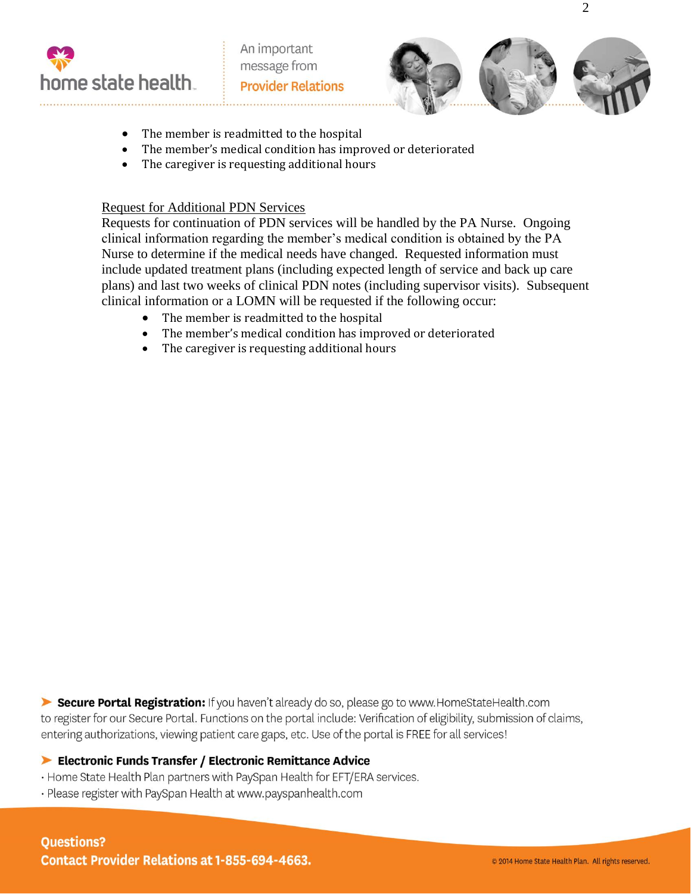- The member is readmitted to the hospital
- The member's medical condition has improved or deteriorated
- The caregiver is requesting additional hours

Request for Additional PDN Services

Requests for continuation of PDN services will be handled by the PA Nurse. Ongoing clinical information regarding the member's medical condition is obtained by the PA Nurse to determine if the medical needs have changed. Requested information must include updated treatment plans (including expected length of service and back up care plans) and last two weeks of clinical PDN notes (including supervisor visits). Subsequent clinical information or a LOMN will be requested if the following occur:

- The member is readmitted to the hospital
- The member's medical condition has improved or deteriorated
- The caregiver is requesting additional hours

**Secure Portal Registration:** If you haven't already do so, please go to www.HomeStateHealth.com to register for our Secure Portal. Functions on the portal include: Verification of eligibility, submission of claims, entering authorizations, viewing patient care gaps, etc. Use of the portal is FREE for all services!

**Electronic Funds Transfer / Electronic Remittance Advice**

- Home State Health Plan partners with PaySpan Health for EFT/ERA services.
- Please register with PaySpan Health at www.payspanhealth.com

**Questions?**
**Contact Provider Relations at 1-855-694-4663.**

© 2014 Home State Health Plan. All rights reserved.